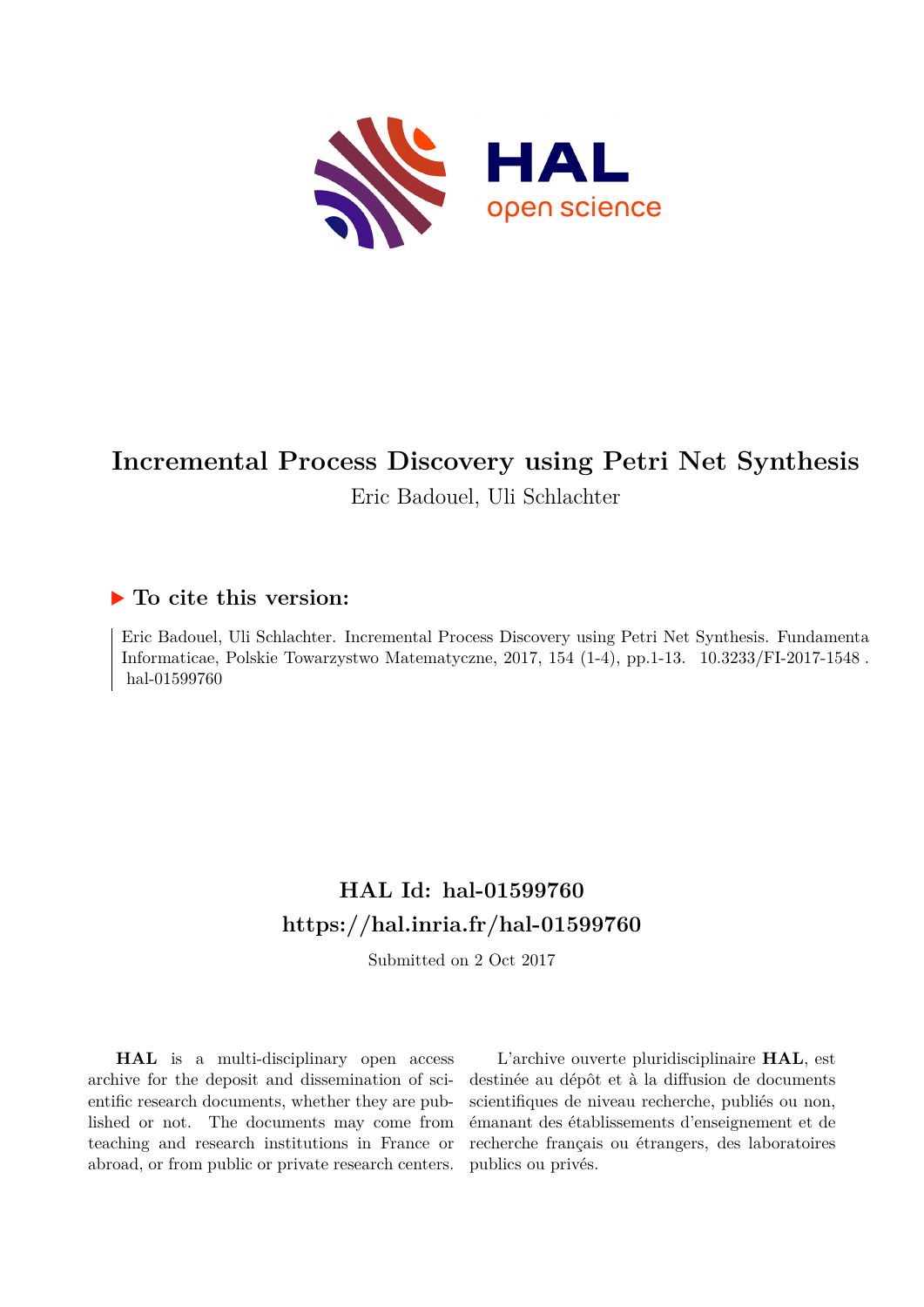# Incremental Process Discovery using Petri Net Synthesis

Eric Badouel, Uli Schlachter

## ▶ To cite this version:

Eric Badouel, Uli Schlachter. Incremental Process Discovery using Petri Net Synthesis. Fundamenta Informaticae, Polskie Towarzystwo Matematyczne, 2017, 154 (1-4), pp.1-13. 10.3233/FI-2017-1548. hal-01599760

## HAL Id: hal-01599760

## https://hal.inria.fr/hal-01599760

Submitted on 2 Oct 2017

**HAL** is a multi-disciplinary open access archive for the deposit and dissemination of scientific research documents, whether they are published or not. The documents may come from teaching and research institutions in France or abroad, or from public or private research centers.

L'archive ouverte pluridisciplinaire **HAL**, est destinée au dépôt et à la diffusion de documents scientifiques de niveau recherche, publiés ou non, émanant des établissements d'enseignement et de recherche français ou étrangers, des laboratoires publics ou privés.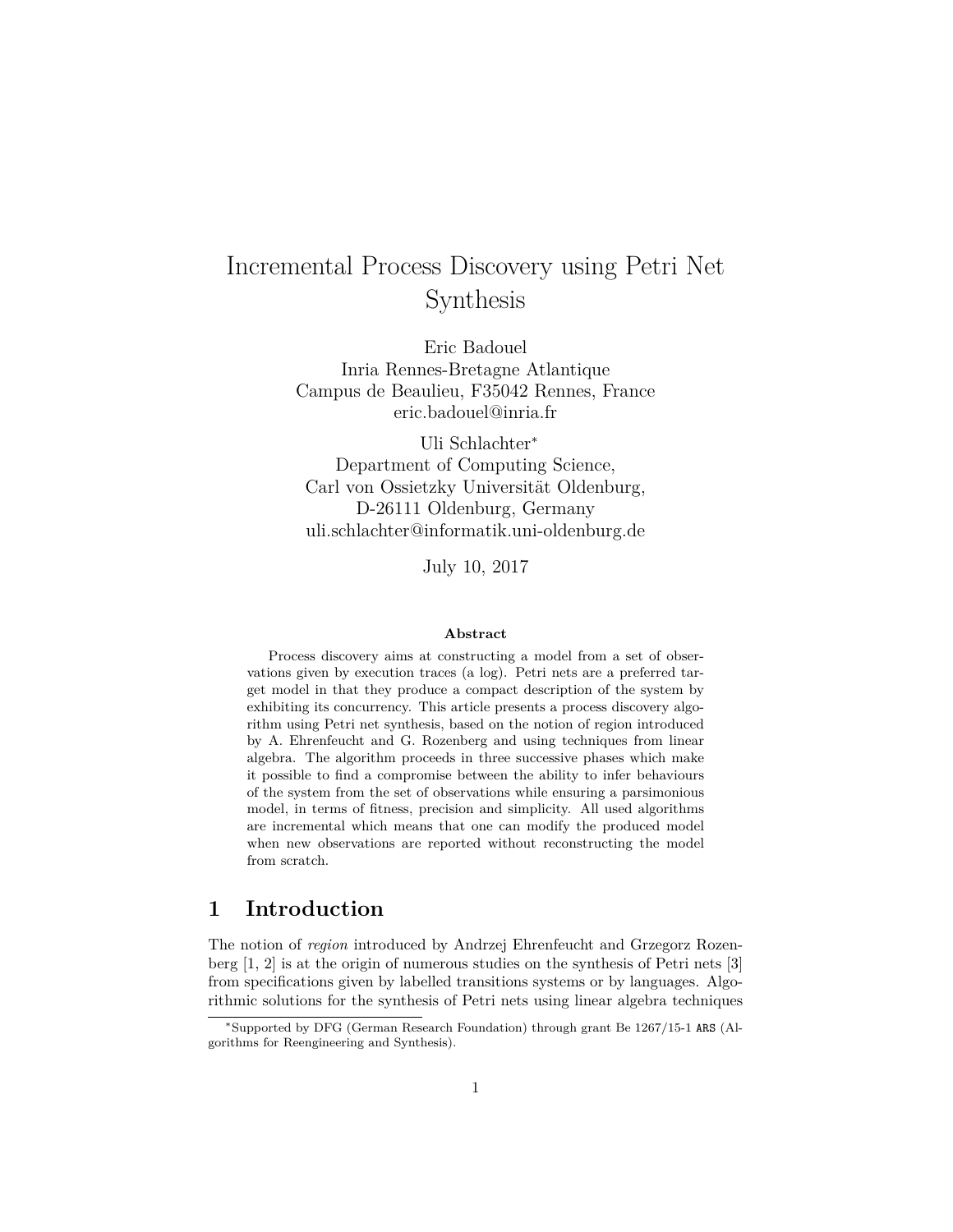# Incremental Process Discovery using Petri Net Synthesis

Eric Badouel
Inria Rennes-Bretagne Atlantique
Campus de Beaulieu, F35042 Rennes, France
eric.badouel@inria.fr

Uli Schlachter*
Department of Computing Science,
Carl von Ossietzky Universität Oldenburg,
D-26111 Oldenburg, Germany
uli.schlachter@informatik.uni-oldenburg.de

July 10, 2017

**Abstract**

Process discovery aims at constructing a model from a set of observations given by execution traces (a log). Petri nets are a preferred target model in that they produce a compact description of the system by exhibiting its concurrency. This article presents a process discovery algorithm using Petri net synthesis, based on the notion of region introduced by A. Ehrenfeucht and G. Rozenberg and using techniques from linear algebra. The algorithm proceeds in three successive phases which make it possible to find a compromise between the ability to infer behaviours of the system from the set of observations while ensuring a parsimonious model, in terms of fitness, precision and simplicity. All used algorithms are incremental which means that one can modify the produced model when new observations are reported without reconstructing the model from scratch.

## 1 Introduction

The notion of *region* introduced by Andrzej Ehrenfeucht and Grzegorz Rozenberg [1, 2] is at the origin of numerous studies on the synthesis of Petri nets [3] from specifications given by labelled transitions systems or by languages. Algorithmic solutions for the synthesis of Petri nets using linear algebra techniques

*Supported by DFG (German Research Foundation) through grant Be 1267/15-1 ARS (Algorithms for Reengineering and Synthesis).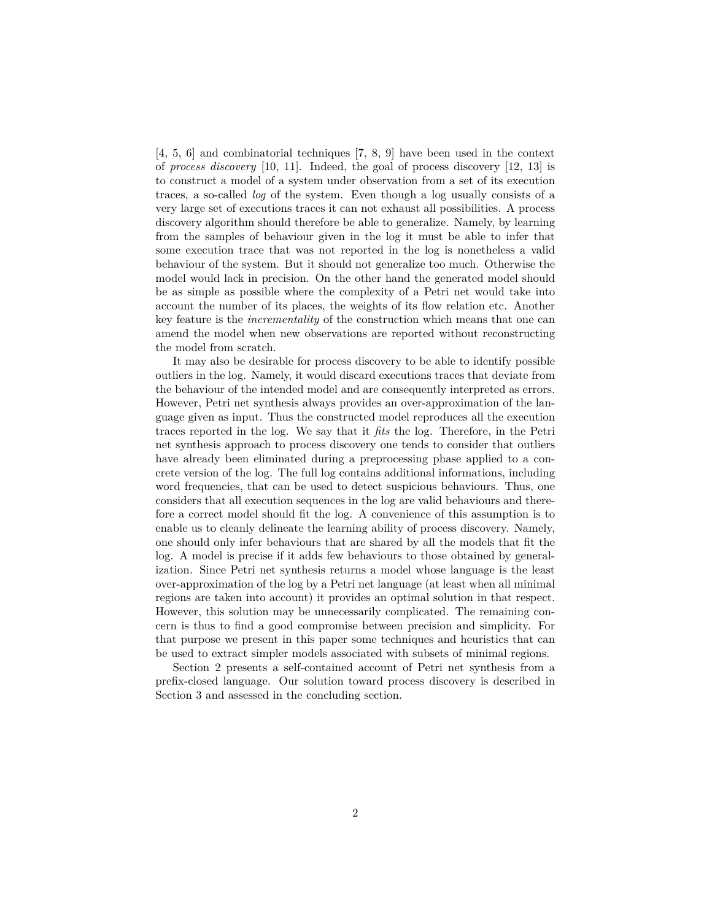[4, 5, 6] and combinatorial techniques [7, 8, 9] have been used in the context of *process discovery* [10, 11]. Indeed, the goal of process discovery [12, 13] is to construct a model of a system under observation from a set of its execution traces, a so-called *log* of the system. Even though a log usually consists of a very large set of executions traces it can not exhaust all possibilities. A process discovery algorithm should therefore be able to generalize. Namely, by learning from the samples of behaviour given in the log it must be able to infer that some execution trace that was not reported in the log is nonetheless a valid behaviour of the system. But it should not generalize too much. Otherwise the model would lack in precision. On the other hand the generated model should be as simple as possible where the complexity of a Petri net would take into account the number of its places, the weights of its flow relation etc. Another key feature is the *incrementality* of the construction which means that one can amend the model when new observations are reported without reconstructing the model from scratch.

It may also be desirable for process discovery to be able to identify possible outliers in the log. Namely, it would discard executions traces that deviate from the behaviour of the intended model and are consequently interpreted as errors. However, Petri net synthesis always provides an over-approximation of the language given as input. Thus the constructed model reproduces all the execution traces reported in the log. We say that it *fits* the log. Therefore, in the Petri net synthesis approach to process discovery one tends to consider that outliers have already been eliminated during a preprocessing phase applied to a concrete version of the log. The full log contains additional informations, including word frequencies, that can be used to detect suspicious behaviours. Thus, one considers that all execution sequences in the log are valid behaviours and therefore a correct model should fit the log. A convenience of this assumption is to enable us to cleanly delineate the learning ability of process discovery. Namely, one should only infer behaviours that are shared by all the models that fit the log. A model is precise if it adds few behaviours to those obtained by generalization. Since Petri net synthesis returns a model whose language is the least over-approximation of the log by a Petri net language (at least when all minimal regions are taken into account) it provides an optimal solution in that respect. However, this solution may be unnecessarily complicated. The remaining concern is thus to find a good compromise between precision and simplicity. For that purpose we present in this paper some techniques and heuristics that can be used to extract simpler models associated with subsets of minimal regions.

Section 2 presents a self-contained account of Petri net synthesis from a prefix-closed language. Our solution toward process discovery is described in Section 3 and assessed in the concluding section.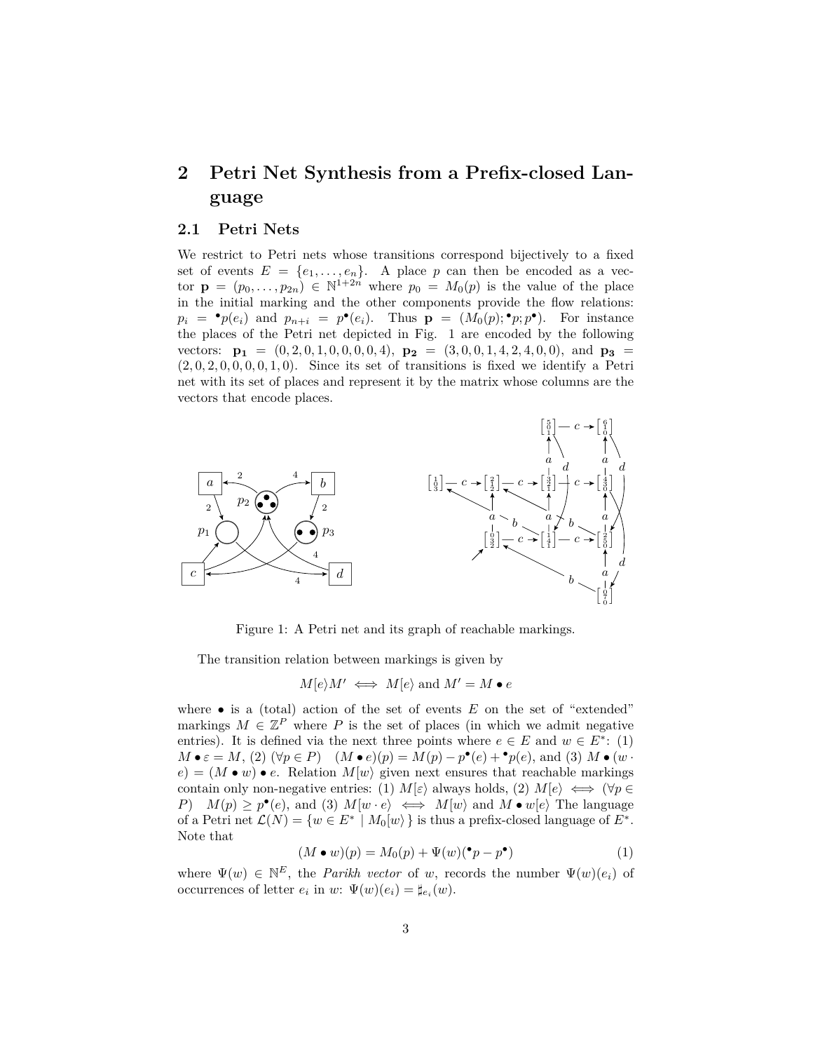## 2 Petri Net Synthesis from a Prefix-closed Language

### 2.1 Petri Nets

We restrict to Petri nets whose transitions correspond bijectively to a fixed set of events $E = \{e_1, \ldots, e_n\}$. A place $p$ can then be encoded as a vector $\mathbf{p} = (p_0, \ldots, p_{2n}) \in \mathbb{N}^{1+2n}$ where $p_0 = M_0(p)$ is the value of the place in the initial marking and the other components provide the flow relations: $p_i = {}^\bullet p(e_i)$ and $p_{n+i} = p^\bullet(e_i)$. Thus $\mathbf{p} = (M_0(p); {}^\bullet p; p^\bullet)$. For instance the places of the Petri net depicted in Fig. 1 are encoded by the following vectors: $\mathbf{p_1} = (0, 2, 0, 1, 0, 0, 0, 0, 4)$, $\mathbf{p_2} = (3, 0, 0, 1, 4, 2, 4, 0, 0)$, and $\mathbf{p_3} = (2, 0, 2, 0, 0, 0, 0, 1, 0)$. Since its set of transitions is fixed we identify a Petri net with its set of places and represent it by the matrix whose columns are the vectors that encode places.

Figure 1: A Petri net and its graph of reachable markings.

The transition relation between markings is given by

$$M[e\rangle M' \iff M[e\rangle \text{ and } M' = M \bullet e$$

where $\bullet$ is a (total) action of the set of events $E$ on the set of "extended" markings $M \in \mathbb{Z}^P$ where $P$ is the set of places (in which we admit negative entries). It is defined via the next three points where $e \in E$ and $w \in E^*$: (1) $M \bullet \varepsilon = M$, (2) $(\forall p \in P) \quad (M \bullet e)(p) = M(p) - p^\bullet(e) + {}^\bullet p(e)$, and (3) $M \bullet (w \cdot e) = (M \bullet w) \bullet e$. Relation $M[w\rangle$ given next ensures that reachable markings contain only non-negative entries: (1) $M[\varepsilon\rangle$ always holds, (2) $M[e\rangle \iff (\forall p \in P) \quad M(p) \geq p^\bullet(e)$, and (3) $M[w \cdot e\rangle \iff M[w\rangle$ and $M \bullet w[e\rangle$ The language of a Petri net $\mathcal{L}(N) = \{w \in E^* \mid M_0[w\rangle\}$ is thus a prefix-closed language of $E^*$. Note that

$$(M \bullet w)(p) = M_0(p) + \Psi(w)({}^\bullet p - p^\bullet) \tag{1}$$

where $\Psi(w) \in \mathbb{N}^E$, the *Parikh vector* of $w$, records the number $\Psi(w)(e_i)$ of occurrences of letter $e_i$ in $w$: $\Psi(w)(e_i) = \sharp_{e_i}(w)$.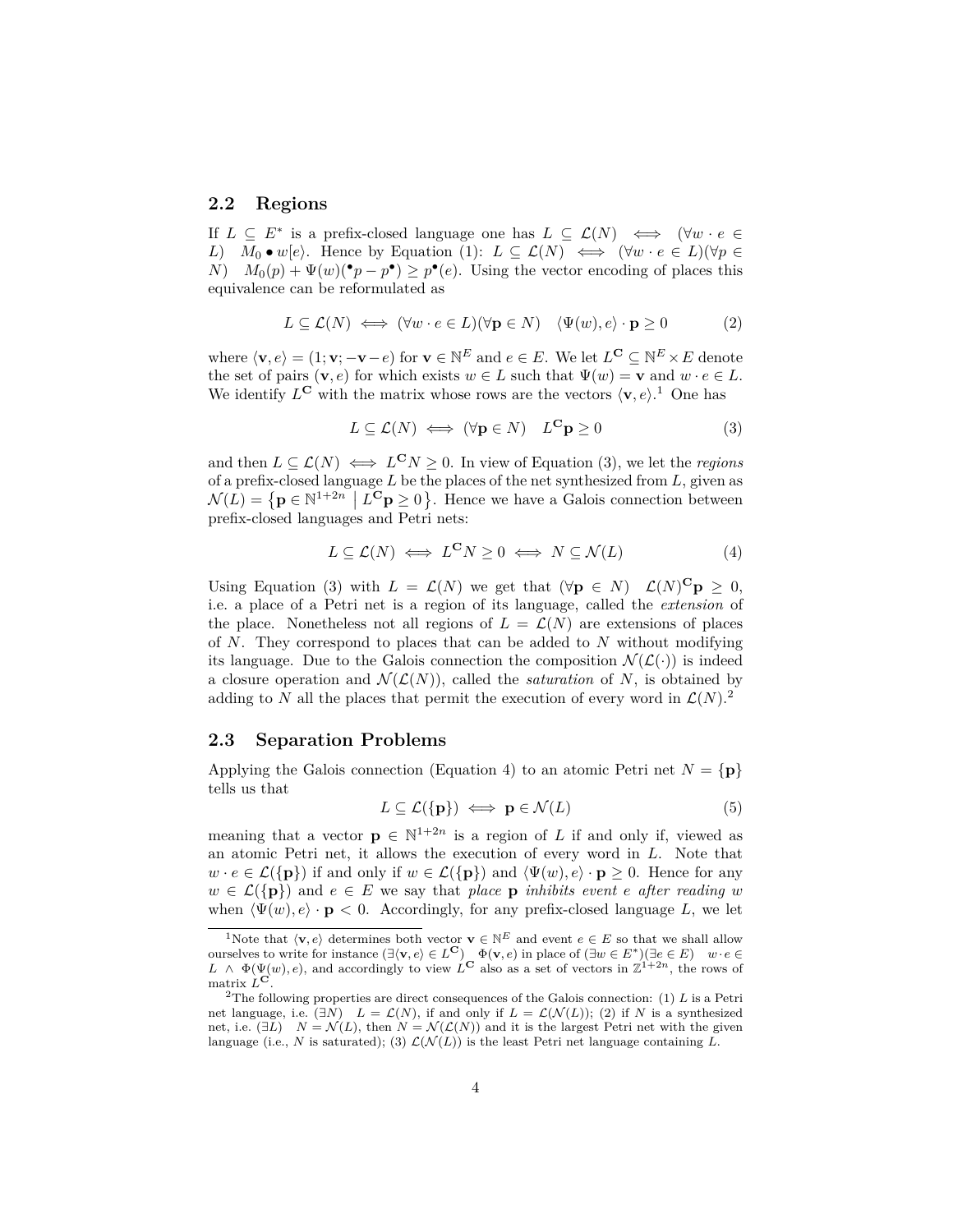## 2.2 Regions

If $L \subseteq E^*$ is a prefix-closed language one has $L \subseteq \mathcal{L}(N) \iff (\forall w \cdot e \in L) \quad M_0 \bullet w[e\rangle$. Hence by Equation (1): $L \subseteq \mathcal{L}(N) \iff (\forall w \cdot e \in L)(\forall p \in N) \quad M_0(p) + \Psi(w)({}^\bullet p - p^\bullet) \geq p^\bullet(e)$. Using the vector encoding of places this equivalence can be reformulated as

$$L \subseteq \mathcal{L}(N) \iff (\forall w \cdot e \in L)(\forall \mathbf{p} \in N) \quad \langle \Psi(w), e\rangle \cdot \mathbf{p} \geq 0 \tag{2}$$

where $\langle \mathbf{v}, e\rangle = (1; \mathbf{v}; -\mathbf{v} - e)$ for $\mathbf{v} \in \mathbb{N}^E$ and $e \in E$. We let $L^{\mathbf{C}} \subseteq \mathbb{N}^E \times E$ denote the set of pairs $(\mathbf{v}, e)$ for which exists $w \in L$ such that $\Psi(w) = \mathbf{v}$ and $w \cdot e \in L$. We identify $L^{\mathbf{C}}$ with the matrix whose rows are the vectors $\langle \mathbf{v}, e\rangle$.[1] One has

$$L \subseteq \mathcal{L}(N) \iff (\forall \mathbf{p} \in N) \quad L^{\mathbf{C}}\mathbf{p} \geq 0 \tag{3}$$

and then $L \subseteq \mathcal{L}(N) \iff L^{\mathbf{C}}N \geq 0$. In view of Equation (3), we let the *regions* of a prefix-closed language $L$ be the places of the net synthesized from $L$, given as $\mathcal{N}(L) = \{\mathbf{p} \in \mathbb{N}^{1+2n} \mid L^{\mathbf{C}}\mathbf{p} \geq 0\}$. Hence we have a Galois connection between prefix-closed languages and Petri nets:

$$L \subseteq \mathcal{L}(N) \iff L^{\mathbf{C}}N \geq 0 \iff N \subseteq \mathcal{N}(L) \tag{4}$$

Using Equation (3) with $L = \mathcal{L}(N)$ we get that $(\forall \mathbf{p} \in N) \quad \mathcal{L}(N)^{\mathbf{C}}\mathbf{p} \geq 0$, i.e. a place of a Petri net is a region of its language, called the *extension* of the place. Nonetheless not all regions of $L = \mathcal{L}(N)$ are extensions of places of $N$. They correspond to places that can be added to $N$ without modifying its language. Due to the Galois connection the composition $\mathcal{N}(\mathcal{L}(\cdot))$ is indeed a closure operation and $\mathcal{N}(\mathcal{L}(N))$, called the *saturation* of $N$, is obtained by adding to $N$ all the places that permit the execution of every word in $\mathcal{L}(N)$.[2]

## 2.3 Separation Problems

Applying the Galois connection (Equation 4) to an atomic Petri net $N = \{\mathbf{p}\}$ tells us that

$$L \subseteq \mathcal{L}(\{\mathbf{p}\}) \iff \mathbf{p} \in \mathcal{N}(L) \tag{5}$$

meaning that a vector $\mathbf{p} \in \mathbb{N}^{1+2n}$ is a region of $L$ if and only if, viewed as an atomic Petri net, it allows the execution of every word in $L$. Note that $w \cdot e \in \mathcal{L}(\{\mathbf{p}\})$ if and only if $w \in \mathcal{L}(\{\mathbf{p}\})$ and $\langle \Psi(w), e\rangle \cdot \mathbf{p} \geq 0$. Hence for any $w \in \mathcal{L}(\{\mathbf{p}\})$ and $e \in E$ we say that *place* $\mathbf{p}$ *inhibits event* $e$ *after reading* $w$ when $\langle \Psi(w), e\rangle \cdot \mathbf{p} < 0$. Accordingly, for any prefix-closed language $L$, we let

---

[1] Note that $\langle \mathbf{v}, e\rangle$ determines both vector $\mathbf{v} \in \mathbb{N}^E$ and event $e \in E$ so that we shall allow ourselves to write for instance $(\exists \langle \mathbf{v}, e\rangle \in L^{\mathbf{C}}) \quad \Phi(\mathbf{v}, e)$ in place of $(\exists w \in E^*)(\exists e \in E) \quad w \cdot e \in L \wedge \Phi(\Psi(w), e)$, and accordingly to view $L^{\mathbf{C}}$ also as a set of vectors in $\mathbb{Z}^{1+2n}$, the rows of matrix $L^{\mathbf{C}}$.

[2] The following properties are direct consequences of the Galois connection: (1) $L$ is a Petri net language, i.e. $(\exists N) \quad L = \mathcal{L}(N)$, if and only if $L = \mathcal{L}(\mathcal{N}(L))$; (2) if $N$ is a synthesized net, i.e. $(\exists L) \quad N = \mathcal{N}(L)$, then $N = \mathcal{N}(\mathcal{L}(N))$ and it is the largest Petri net with the given language (i.e., $N$ is saturated); (3) $\mathcal{L}(\mathcal{N}(L))$ is the least Petri net language containing $L$.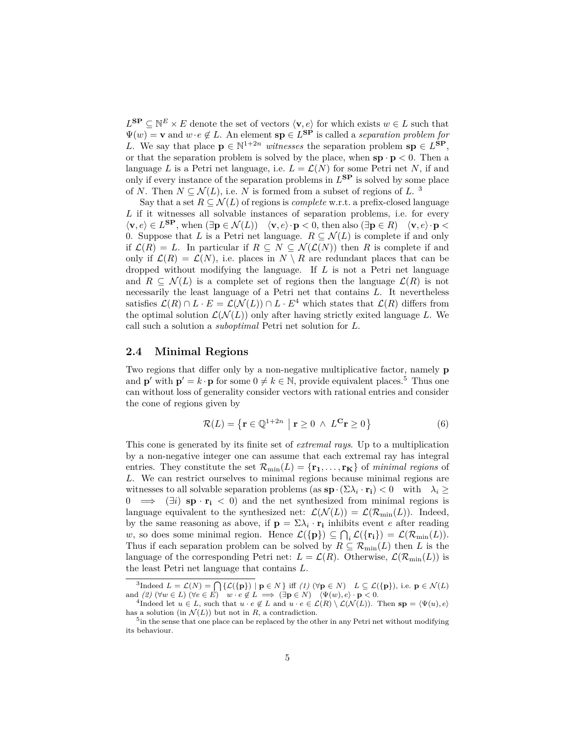$L^{\mathbf{SP}} \subseteq \mathbb{N}^E \times E$ denote the set of vectors $\langle \mathbf{v}, e\rangle$ for which exists $w \in L$ such that $\Psi(w) = \mathbf{v}$ and $w \cdot e \notin L$. An element $\mathbf{sp} \in L^{\mathbf{SP}}$ is called a *separation problem for* $L$. We say that place $\mathbf{p} \in \mathbb{N}^{1+2n}$ *witnesses* the separation problem $\mathbf{sp} \in L^{\mathbf{SP}}$, or that the separation problem is solved by the place, when $\mathbf{sp} \cdot \mathbf{p} < 0$. Then a language $L$ is a Petri net language, i.e. $L = \mathcal{L}(N)$ for some Petri net $N$, if and only if every instance of the separation problems in $L^{\mathbf{SP}}$ is solved by some place of $N$. Then $N \subseteq \mathcal{N}(L)$, i.e. $N$ is formed from a subset of regions of $L$. [3]

Say that a set $R \subseteq \mathcal{N}(L)$ of regions is *complete* w.r.t. a prefix-closed language $L$ if it witnesses all solvable instances of separation problems, i.e. for every $\langle \mathbf{v}, e\rangle \in L^{\mathbf{SP}}$, when $(\exists \mathbf{p} \in \mathcal{N}(L)) \quad \langle \mathbf{v}, e\rangle \cdot \mathbf{p} < 0$, then also $(\exists \mathbf{p} \in R) \quad \langle \mathbf{v}, e\rangle \cdot \mathbf{p} < 0$. Suppose that $L$ is a Petri net language. $R \subseteq \mathcal{N}(L)$ is complete if and only if $\mathcal{L}(R) = L$. In particular if $R \subseteq N \subseteq \mathcal{N}(\mathcal{L}(N))$ then $R$ is complete if and only if $\mathcal{L}(R) = \mathcal{L}(N)$, i.e. places in $N \setminus R$ are redundant places that can be dropped without modifying the language. If $L$ is not a Petri net language and $R \subseteq \mathcal{N}(L)$ is a complete set of regions then the language $\mathcal{L}(R)$ is not necessarily the least language of a Petri net that contains $L$. It nevertheless satisfies $\mathcal{L}(R) \cap L \cdot E = \mathcal{L}(\mathcal{N}(L)) \cap L \cdot E$[4] which states that $\mathcal{L}(R)$ differs from the optimal solution $\mathcal{L}(\mathcal{N}(L))$ only after having strictly exited language $L$. We call such a solution a *suboptimal* Petri net solution for $L$.

## 2.4 Minimal Regions

Two regions that differ only by a non-negative multiplicative factor, namely $\mathbf{p}$ and $\mathbf{p}'$ with $\mathbf{p}' = k \cdot \mathbf{p}$ for some $0 \neq k \in \mathbb{N}$, provide equivalent places.[5] Thus one can without loss of generality consider vectors with rational entries and consider the cone of regions given by

$$\mathcal{R}(L) = \left\{ \mathbf{r} \in \mathbb{Q}^{1+2n} \;\middle|\; \mathbf{r} \geq 0 \;\wedge\; L^{\mathbf{C}}\mathbf{r} \geq 0 \right\} \tag{6}$$

This cone is generated by its finite set of *extremal rays*. Up to a multiplication by a non-negative integer one can assume that each extremal ray has integral entries. They constitute the set $\mathcal{R}_{\min}(L) = \{\mathbf{r_1}, \ldots, \mathbf{r_K}\}$ of *minimal regions* of $L$. We can restrict ourselves to minimal regions because minimal regions are witnesses to all solvable separation problems (as $\mathbf{sp} \cdot (\Sigma \lambda_i \cdot \mathbf{r_i}) < 0 \quad \text{with} \quad \lambda_i \geq 0 \implies (\exists i) \;\; \mathbf{sp} \cdot \mathbf{r_i} < 0$) and the net synthesized from minimal regions is language equivalent to the synthesized net: $\mathcal{L}(\mathcal{N}(L)) = \mathcal{L}(\mathcal{R}_{\min}(L))$. Indeed, by the same reasoning as above, if $\mathbf{p} = \Sigma \lambda_i \cdot \mathbf{r_i}$ inhibits event $e$ after reading $w$, so does some minimal region. Hence $\mathcal{L}(\{\mathbf{p}\}) \subseteq \bigcap_i \mathcal{L}(\{\mathbf{r_i}\}) = \mathcal{L}(\mathcal{R}_{\min}(L))$. Thus if each separation problem can be solved by $R \subseteq \mathcal{R}_{\min}(L)$ then $L$ is the language of the corresponding Petri net: $L = \mathcal{L}(R)$. Otherwise, $\mathcal{L}(\mathcal{R}_{\min}(L))$ is the least Petri net language that contains $L$.

---

[3] Indeed $L = \mathcal{L}(N) = \bigcap \{\mathcal{L}(\{\mathbf{p}\}) \mid \mathbf{p} \in N\}$ iff *(1)* $(\forall \mathbf{p} \in N) \quad L \subseteq \mathcal{L}(\{\mathbf{p}\})$, i.e. $\mathbf{p} \in \mathcal{N}(L)$ and *(2)* $(\forall w \in L)\ (\forall e \in E) \quad w \cdot e \notin L \implies (\exists \mathbf{p} \in N) \quad \langle \Psi(w), e\rangle \cdot \mathbf{p} < 0$.

[4] Indeed let $u \in L$, such that $u \cdot e \notin L$ and $u \cdot e \in \mathcal{L}(R) \setminus \mathcal{L}(\mathcal{N}(L))$. Then $\mathbf{sp} = \langle \Psi(u), e\rangle$ has a solution (in $\mathcal{N}(L)$) but not in $R$, a contradiction.

[5] in the sense that one place can be replaced by the other in any Petri net without modifying its behaviour.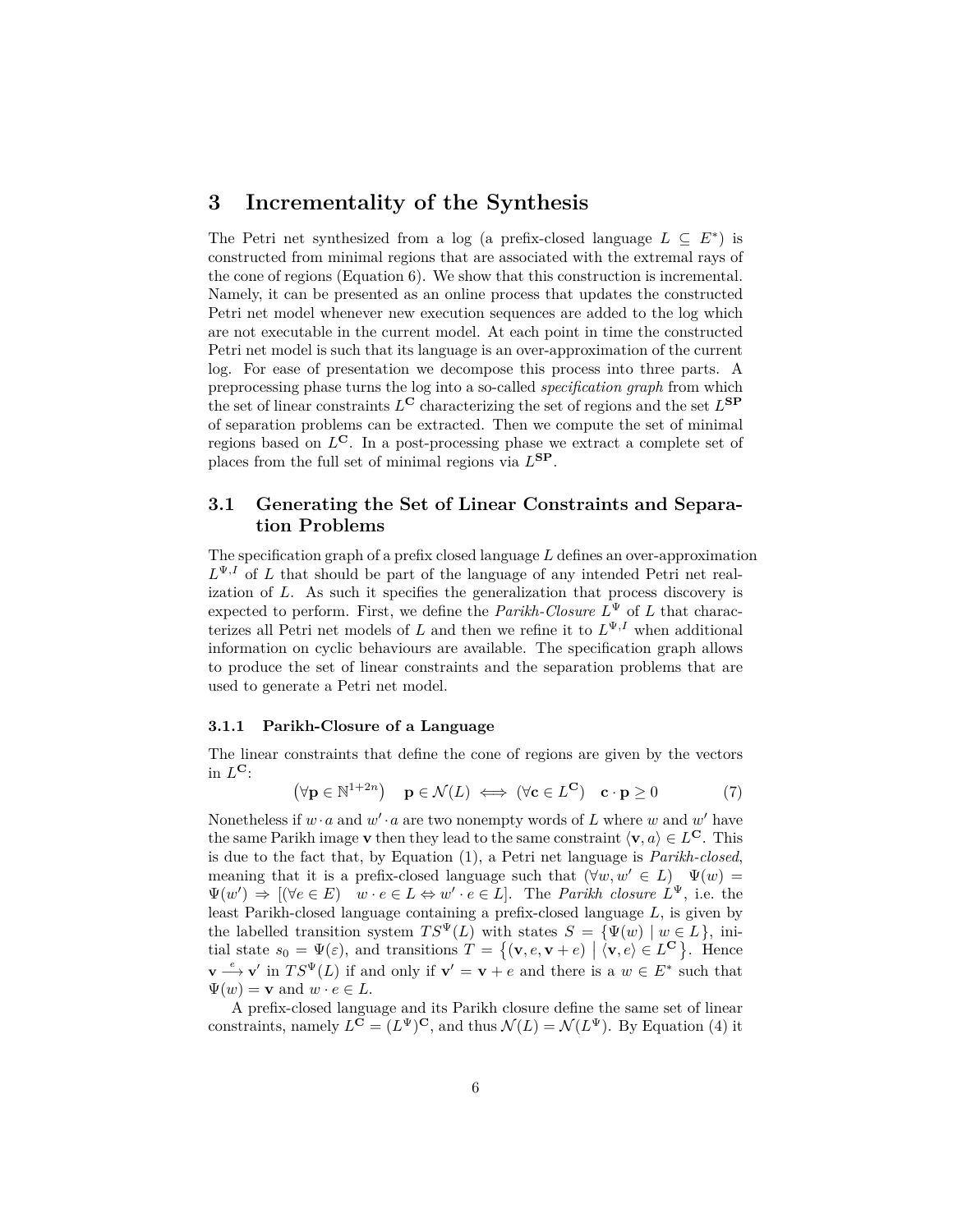# 3 Incrementality of the Synthesis

The Petri net synthesized from a log (a prefix-closed language $L \subseteq E^*$) is constructed from minimal regions that are associated with the extremal rays of the cone of regions (Equation 6). We show that this construction is incremental. Namely, it can be presented as an online process that updates the constructed Petri net model whenever new execution sequences are added to the log which are not executable in the current model. At each point in time the constructed Petri net model is such that its language is an over-approximation of the current log. For ease of presentation we decompose this process into three parts. A preprocessing phase turns the log into a so-called *specification graph* from which the set of linear constraints $L^{\mathbf{C}}$ characterizing the set of regions and the set $L^{\mathbf{SP}}$ of separation problems can be extracted. Then we compute the set of minimal regions based on $L^{\mathbf{C}}$. In a post-processing phase we extract a complete set of places from the full set of minimal regions via $L^{\mathbf{SP}}$.

## 3.1 Generating the Set of Linear Constraints and Separation Problems

The specification graph of a prefix closed language $L$ defines an over-approximation $L^{\Psi,I}$ of $L$ that should be part of the language of any intended Petri net realization of $L$. As such it specifies the generalization that process discovery is expected to perform. First, we define the *Parikh-Closure* $L^{\Psi}$ of $L$ that characterizes all Petri net models of $L$ and then we refine it to $L^{\Psi,I}$ when additional information on cyclic behaviours are available. The specification graph allows to produce the set of linear constraints and the separation problems that are used to generate a Petri net model.

### 3.1.1 Parikh-Closure of a Language

The linear constraints that define the cone of regions are given by the vectors in $L^{\mathbf{C}}$:

$$\left(\forall \mathbf{p} \in \mathbb{N}^{1+2n}\right) \quad \mathbf{p} \in \mathcal{N}(L) \iff (\forall \mathbf{c} \in L^{\mathbf{C}}) \quad \mathbf{c} \cdot \mathbf{p} \geq 0 \tag{7}$$

Nonetheless if $w \cdot a$ and $w' \cdot a$ are two nonempty words of $L$ where $w$ and $w'$ have the same Parikh image $\mathbf{v}$ then they lead to the same constraint $\langle \mathbf{v}, a \rangle \in L^{\mathbf{C}}$. This is due to the fact that, by Equation (1), a Petri net language is *Parikh-closed*, meaning that it is a prefix-closed language such that $(\forall w, w' \in L) \quad \Psi(w) = \Psi(w') \Rightarrow [(\forall e \in E) \quad w \cdot e \in L \Leftrightarrow w' \cdot e \in L]$. The *Parikh closure* $L^{\Psi}$, i.e. the least Parikh-closed language containing a prefix-closed language $L$, is given by the labelled transition system $TS^{\Psi}(L)$ with states $S = \{\Psi(w) \mid w \in L\}$, initial state $s_0 = \Psi(\varepsilon)$, and transitions $T = \left\{(\mathbf{v}, e, \mathbf{v} + e) \;\middle|\; \langle \mathbf{v}, e \rangle \in L^{\mathbf{C}}\right\}$. Hence $\mathbf{v} \xrightarrow{e} \mathbf{v}'$ in $TS^{\Psi}(L)$ if and only if $\mathbf{v}' = \mathbf{v} + e$ and there is a $w \in E^*$ such that $\Psi(w) = \mathbf{v}$ and $w \cdot e \in L$.

A prefix-closed language and its Parikh closure define the same set of linear constraints, namely $L^{\mathbf{C}} = (L^{\Psi})^{\mathbf{C}}$, and thus $\mathcal{N}(L) = \mathcal{N}(L^{\Psi})$. By Equation (4) it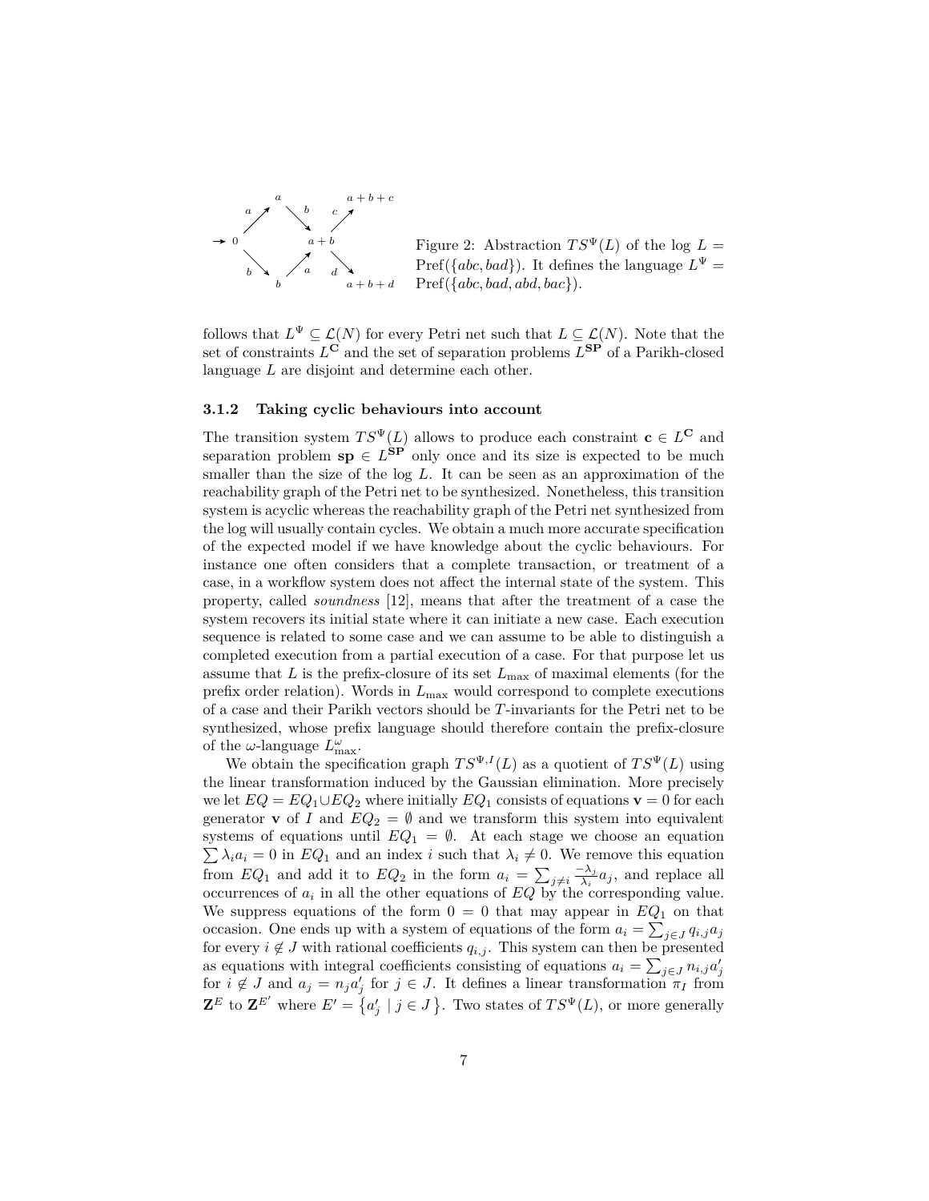Figure 2: Abstraction $TS^{\Psi}(L)$ of the log $L = \mathrm{Pref}(\{abc, bad\})$. It defines the language $L^{\Psi} = \mathrm{Pref}(\{abc, bad, abd, bac\})$.

follows that $L^{\Psi} \subseteq \mathcal{L}(N)$ for every Petri net such that $L \subseteq \mathcal{L}(N)$. Note that the set of constraints $L^{\mathbf{C}}$ and the set of separation problems $L^{\mathbf{SP}}$ of a Parikh-closed language $L$ are disjoint and determine each other.

### 3.1.2 Taking cyclic behaviours into account

The transition system $TS^{\Psi}(L)$ allows to produce each constraint $\mathbf{c} \in L^{\mathbf{C}}$ and separation problem $\mathbf{sp} \in L^{\mathbf{SP}}$ only once and its size is expected to be much smaller than the size of the log $L$. It can be seen as an approximation of the reachability graph of the Petri net to be synthesized. Nonetheless, this transition system is acyclic whereas the reachability graph of the Petri net synthesized from the log will usually contain cycles. We obtain a much more accurate specification of the expected model if we have knowledge about the cyclic behaviours. For instance one often considers that a complete transaction, or treatment of a case, in a workflow system does not affect the internal state of the system. This property, called *soundness* [12], means that after the treatment of a case the system recovers its initial state where it can initiate a new case. Each execution sequence is related to some case and we can assume to be able to distinguish a completed execution from a partial execution of a case. For that purpose let us assume that $L$ is the prefix-closure of its set $L_{\max}$ of maximal elements (for the prefix order relation). Words in $L_{\max}$ would correspond to complete executions of a case and their Parikh vectors should be $T$-invariants for the Petri net to be synthesized, whose prefix language should therefore contain the prefix-closure of the $\omega$-language $L_{\max}^{\omega}$.

We obtain the specification graph $TS^{\Psi,I}(L)$ as a quotient of $TS^{\Psi}(L)$ using the linear transformation induced by the Gaussian elimination. More precisely we let $EQ = EQ_1 \cup EQ_2$ where initially $EQ_1$ consists of equations $\mathbf{v} = 0$ for each generator $\mathbf{v}$ of $I$ and $EQ_2 = \emptyset$ and we transform this system into equivalent systems of equations until $EQ_1 = \emptyset$. At each stage we choose an equation $\sum \lambda_i a_i = 0$ in $EQ_1$ and an index $i$ such that $\lambda_i \neq 0$. We remove this equation from $EQ_1$ and add it to $EQ_2$ in the form $a_i = \sum_{j \neq i} \frac{-\lambda_j}{\lambda_i} a_j$, and replace all occurrences of $a_i$ in all the other equations of $EQ$ by the corresponding value. We suppress equations of the form $0 = 0$ that may appear in $EQ_1$ on that occasion. One ends up with a system of equations of the form $a_i = \sum_{j \in J} q_{i,j} a_j$ for every $i \notin J$ with rational coefficients $q_{i,j}$. This system can then be presented as equations with integral coefficients consisting of equations $a_i = \sum_{j \in J} n_{i,j} a'_j$ for $i \notin J$ and $a_j = n_j a'_j$ for $j \in J$. It defines a linear transformation $\pi_I$ from $\mathbf{Z}^E$ to $\mathbf{Z}^{E'}$ where $E' = \{ a'_j \mid j \in J \}$. Two states of $TS^{\Psi}(L)$, or more generally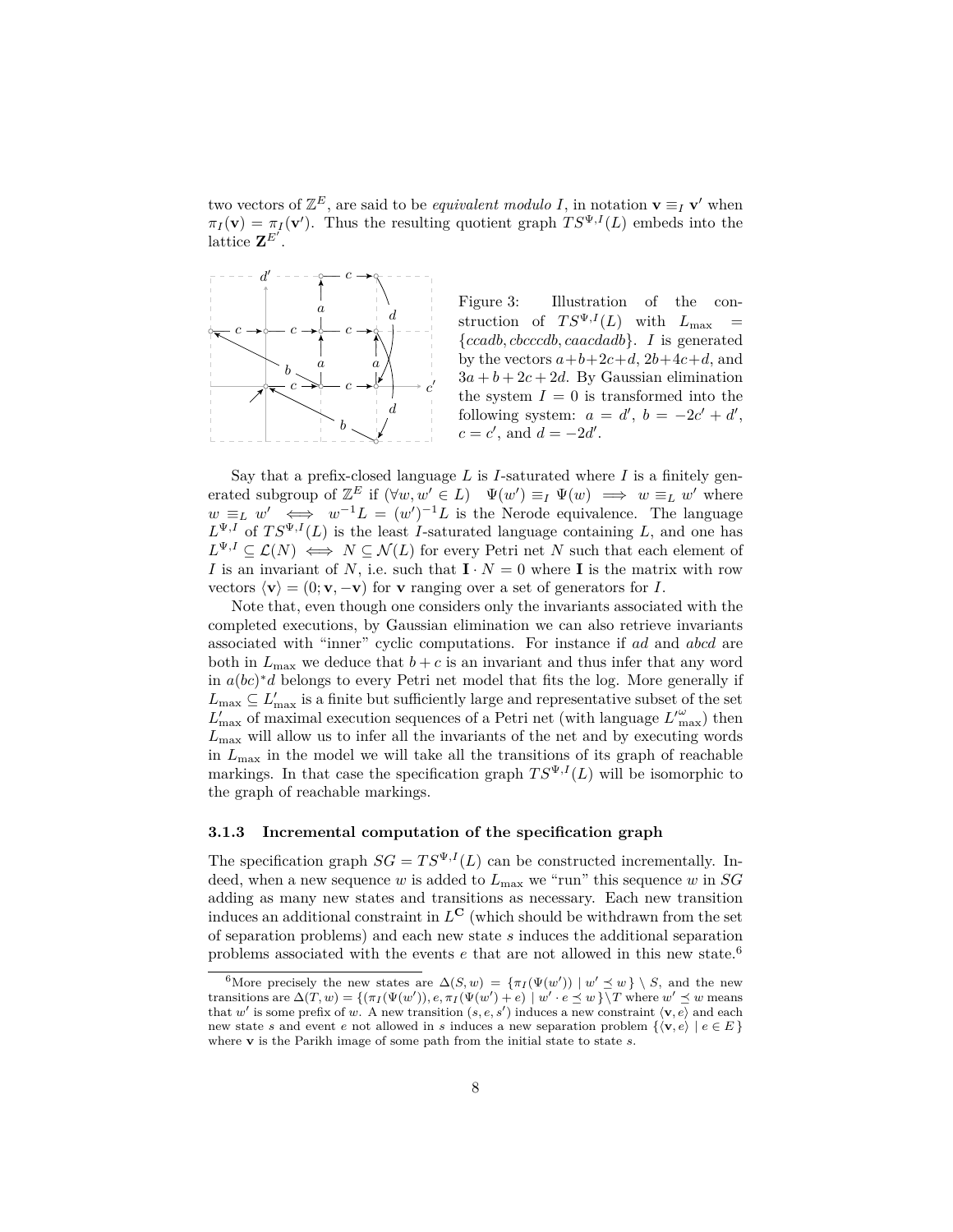two vectors of $\mathbb{Z}^E$, are said to be *equivalent modulo I*, in notation $\mathbf{v} \equiv_I \mathbf{v}'$ when $\pi_I(\mathbf{v}) = \pi_I(\mathbf{v}')$. Thus the resulting quotient graph $TS^{\Psi,I}(L)$ embeds into the lattice $\mathbf{Z}^{E'}$.

Figure 3: Illustration of the construction of $TS^{\Psi,I}(L)$ with $L_{\max} = \{ccadb, cbcccdb, caacdadb\}$. $I$ is generated by the vectors $a+b+2c+d$, $2b+4c+d$, and $3a+b+2c+2d$. By Gaussian elimination the system $I = 0$ is transformed into the following system: $a = d'$, $b = -2c' + d'$, $c = c'$, and $d = -2d'$.

Say that a prefix-closed language $L$ is $I$-saturated where $I$ is a finitely generated subgroup of $\mathbb{Z}^E$ if $(\forall w, w' \in L) \quad \Psi(w') \equiv_I \Psi(w) \implies w \equiv_L w'$ where $w \equiv_L w' \iff w^{-1}L = (w')^{-1}L$ is the Nerode equivalence. The language $L^{\Psi,I}$ of $TS^{\Psi,I}(L)$ is the least $I$-saturated language containing $L$, and one has $L^{\Psi,I} \subseteq \mathcal{L}(N) \iff N \subseteq \mathcal{N}(L)$ for every Petri net $N$ such that each element of $I$ is an invariant of $N$, i.e. such that $\mathbf{I} \cdot N = 0$ where $\mathbf{I}$ is the matrix with row vectors $\langle \mathbf{v} \rangle = (0; \mathbf{v}, -\mathbf{v})$ for $\mathbf{v}$ ranging over a set of generators for $I$.

Note that, even though one considers only the invariants associated with the completed executions, by Gaussian elimination we can also retrieve invariants associated with "inner" cyclic computations. For instance if $ad$ and $abcd$ are both in $L_{\max}$ we deduce that $b + c$ is an invariant and thus infer that any word in $a(bc)^*d$ belongs to every Petri net model that fits the log. More generally if $L_{\max} \subseteq L'_{\max}$ is a finite but sufficiently large and representative subset of the set $L'_{\max}$ of maximal execution sequences of a Petri net (with language $L'^{\omega}_{\max}$) then $L_{\max}$ will allow us to infer all the invariants of the net and by executing words in $L_{\max}$ in the model we will take all the transitions of its graph of reachable markings. In that case the specification graph $TS^{\Psi,I}(L)$ will be isomorphic to the graph of reachable markings.

### 3.1.3 Incremental computation of the specification graph

The specification graph $SG = TS^{\Psi,I}(L)$ can be constructed incrementally. Indeed, when a new sequence $w$ is added to $L_{\max}$ we "run" this sequence $w$ in $SG$ adding as many new states and transitions as necessary. Each new transition induces an additional constraint in $L^{\mathbf{C}}$ (which should be withdrawn from the set of separation problems) and each new state $s$ induces the additional separation problems associated with the events $e$ that are not allowed in this new state.[6]

[6]More precisely the new states are $\Delta(S, w) = \{\pi_I(\Psi(w')) \mid w' \preceq w\} \setminus S$, and the new transitions are $\Delta(T, w) = \{(\pi_I(\Psi(w')), e, \pi_I(\Psi(w') + e) \mid w' \cdot e \preceq w\} \setminus T$ where $w' \preceq w$ means that $w'$ is some prefix of $w$. A new transition $(s, e, s')$ induces a new constraint $\langle \mathbf{v}, e \rangle$ and each new state $s$ and event $e$ not allowed in $s$ induces a new separation problem $\{\langle \mathbf{v}, e \rangle \mid e \in E\}$ where $\mathbf{v}$ is the Parikh image of some path from the initial state to state $s$.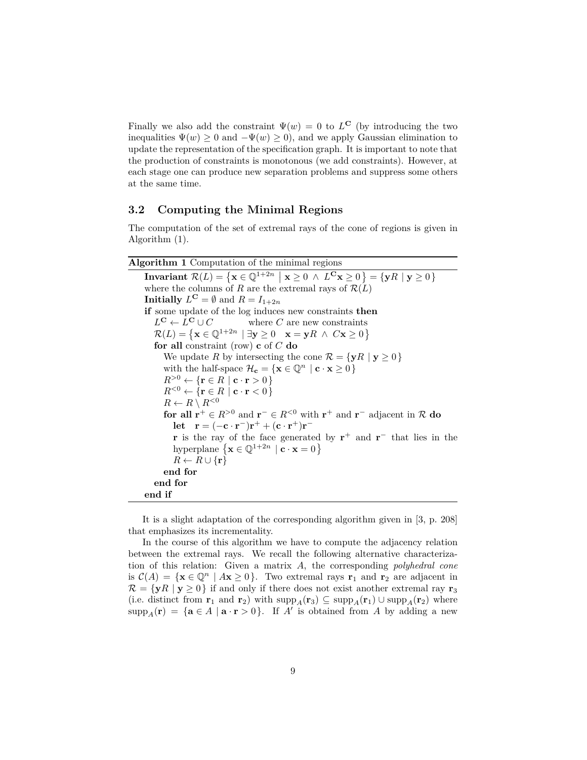Finally we also add the constraint $\Psi(w) = 0$ to $L^{\mathbf{C}}$ (by introducing the two inequalities $\Psi(w) \geq 0$ and $-\Psi(w) \geq 0$), and we apply Gaussian elimination to update the representation of the specification graph. It is important to note that the production of constraints is monotonous (we add constraints). However, at each stage one can produce new separation problems and suppress some others at the same time.

### 3.2 Computing the Minimal Regions

The computation of the set of extremal rays of the cone of regions is given in Algorithm (1).

**Algorithm 1** Computation of the minimal regions

**Invariant** $\mathcal{R}(L) = \left\{ \mathbf{x} \in \mathbb{Q}^{1+2n} \;\middle|\; \mathbf{x} \geq 0 \;\wedge\; L^{\mathbf{C}}\mathbf{x} \geq 0 \right\} = \{ \mathbf{y}R \mid \mathbf{y} \geq 0 \}$
where the columns of $R$ are the extremal rays of $\mathcal{R}(L)$
**Initially** $L^{\mathbf{C}} = \emptyset$ and $R = I_{1+2n}$
**if** some update of the log induces new constraints **then**
  $L^{\mathbf{C}} \leftarrow L^{\mathbf{C}} \cup C$    where $C$ are new constraints
  $\mathcal{R}(L) = \left\{ \mathbf{x} \in \mathbb{Q}^{1+2n} \mid \exists \mathbf{y} \geq 0 \quad \mathbf{x} = \mathbf{y}R \;\wedge\; C\mathbf{x} \geq 0 \right\}$
  **for all** constraint (row) $\mathbf{c}$ of $C$ **do**
    We update $R$ by intersecting the cone $\mathcal{R} = \{ \mathbf{y}R \mid \mathbf{y} \geq 0 \}$
    with the half-space $\mathcal{H}_{\mathbf{c}} = \{ \mathbf{x} \in \mathbb{Q}^n \mid \mathbf{c} \cdot \mathbf{x} \geq 0 \}$
    $R^{>0} \leftarrow \{ \mathbf{r} \in R \mid \mathbf{c} \cdot \mathbf{r} > 0 \}$
    $R^{<0} \leftarrow \{ \mathbf{r} \in R \mid \mathbf{c} \cdot \mathbf{r} < 0 \}$
    $R \leftarrow R \setminus R^{<0}$
    **for all** $\mathbf{r}^+ \in R^{>0}$ and $\mathbf{r}^- \in R^{<0}$ with $\mathbf{r}^+$ and $\mathbf{r}^-$ adjacent in $\mathcal{R}$ **do**
      **let** $\mathbf{r} = (-\mathbf{c} \cdot \mathbf{r}^-)\mathbf{r}^+ + (\mathbf{c} \cdot \mathbf{r}^+)\mathbf{r}^-$
      $\mathbf{r}$ is the ray of the face generated by $\mathbf{r}^+$ and $\mathbf{r}^-$ that lies in the hyperplane $\left\{ \mathbf{x} \in \mathbb{Q}^{1+2n} \mid \mathbf{c} \cdot \mathbf{x} = 0 \right\}$
      $R \leftarrow R \cup \{\mathbf{r}\}$
    **end for**
  **end for**
**end if**

It is a slight adaptation of the corresponding algorithm given in [3, p. 208] that emphasizes its incrementality.

In the course of this algorithm we have to compute the adjacency relation between the extremal rays. We recall the following alternative characterization of this relation: Given a matrix $A$, the corresponding *polyhedral cone* is $\mathcal{C}(A) = \{ \mathbf{x} \in \mathbb{Q}^n \mid A\mathbf{x} \geq 0 \}$. Two extremal rays $\mathbf{r}_1$ and $\mathbf{r}_2$ are adjacent in $\mathcal{R} = \{ \mathbf{y}R \mid \mathbf{y} \geq 0 \}$ if and only if there does not exist another extremal ray $\mathbf{r}_3$ (i.e. distinct from $\mathbf{r}_1$ and $\mathbf{r}_2$) with $\operatorname{supp}_A(\mathbf{r}_3) \subseteq \operatorname{supp}_A(\mathbf{r}_1) \cup \operatorname{supp}_A(\mathbf{r}_2)$ where $\operatorname{supp}_A(\mathbf{r}) = \{ \mathbf{a} \in A \mid \mathbf{a} \cdot \mathbf{r} > 0 \}$. If $A'$ is obtained from $A$ by adding a new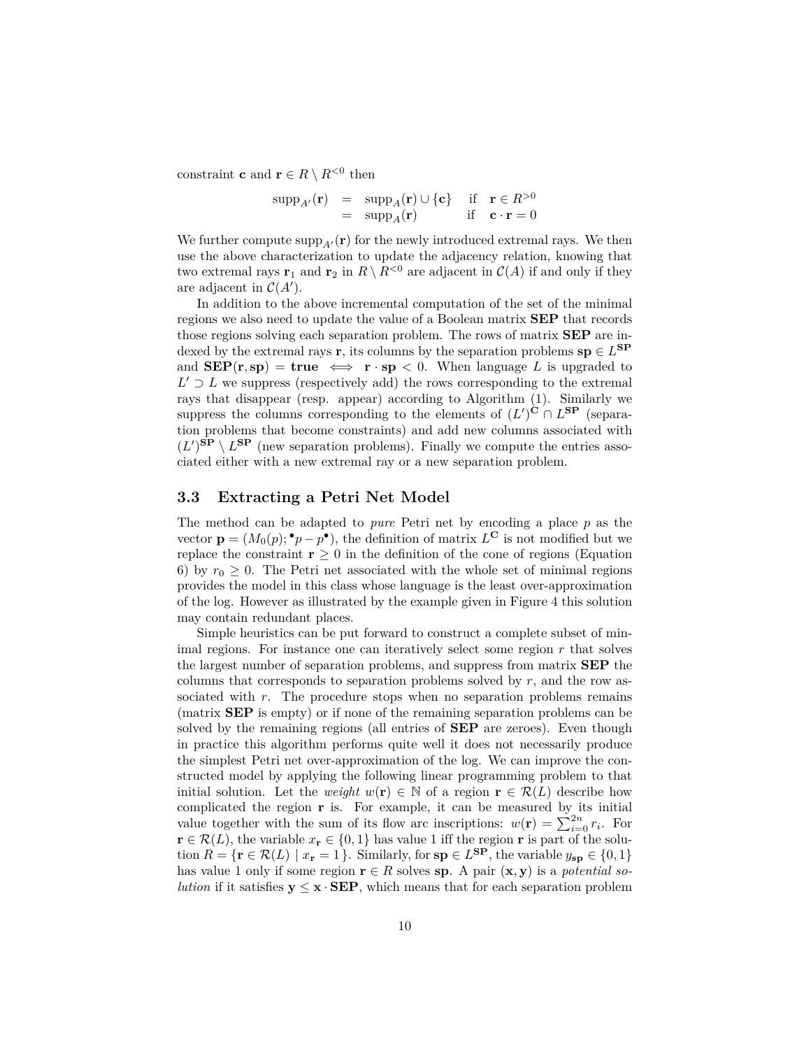constraint $\mathbf{c}$ and $\mathbf{r} \in R \setminus R^{<0}$ then

$$\begin{array}{rcll} \mathrm{supp}_{A'}(\mathbf{r}) & = & \mathrm{supp}_A(\mathbf{r}) \cup \{\mathbf{c}\} & \text{if} \quad \mathbf{r} \in R^{>0} \\ & = & \mathrm{supp}_A(\mathbf{r}) & \text{if} \quad \mathbf{c} \cdot \mathbf{r} = 0 \end{array}$$

We further compute $\mathrm{supp}_{A'}(\mathbf{r})$ for the newly introduced extremal rays. We then use the above characterization to update the adjacency relation, knowing that two extremal rays $\mathbf{r}_1$ and $\mathbf{r}_2$ in $R \setminus R^{<0}$ are adjacent in $\mathcal{C}(A)$ if and only if they are adjacent in $\mathcal{C}(A')$.

In addition to the above incremental computation of the set of the minimal regions we also need to update the value of a Boolean matrix $\mathbf{SEP}$ that records those regions solving each separation problem. The rows of matrix $\mathbf{SEP}$ are indexed by the extremal rays $\mathbf{r}$, its columns by the separation problems $\mathbf{sp} \in L^{\mathbf{SP}}$ and $\mathbf{SEP}(\mathbf{r}, \mathbf{sp}) = \mathbf{true} \iff \mathbf{r} \cdot \mathbf{sp} < 0$. When language $L$ is upgraded to $L' \supset L$ we suppress (respectively add) the rows corresponding to the extremal rays that disappear (resp. appear) according to Algorithm (1). Similarly we suppress the columns corresponding to the elements of $(L')^{\mathbf{C}} \cap L^{\mathbf{SP}}$ (separation problems that become constraints) and add new columns associated with $(L')^{\mathbf{SP}} \setminus L^{\mathbf{SP}}$ (new separation problems). Finally we compute the entries associated either with a new extremal ray or a new separation problem.

### 3.3 Extracting a Petri Net Model

The method can be adapted to *pure* Petri net by encoding a place $p$ as the vector $\mathbf{p} = (M_0(p); {}^\bullet p - p^\bullet)$, the definition of matrix $L^{\mathbf{C}}$ is not modified but we replace the constraint $\mathbf{r} \geq 0$ in the definition of the cone of regions (Equation 6) by $r_0 \geq 0$. The Petri net associated with the whole set of minimal regions provides the model in this class whose language is the least over-approximation of the log. However as illustrated by the example given in Figure 4 this solution may contain redundant places.

Simple heuristics can be put forward to construct a complete subset of minimal regions. For instance one can iteratively select some region $r$ that solves the largest number of separation problems, and suppress from matrix $\mathbf{SEP}$ the columns that corresponds to separation problems solved by $r$, and the row associated with $r$. The procedure stops when no separation problems remains (matrix $\mathbf{SEP}$ is empty) or if none of the remaining separation problems can be solved by the remaining regions (all entries of $\mathbf{SEP}$ are zeroes). Even though in practice this algorithm performs quite well it does not necessarily produce the simplest Petri net over-approximation of the log. We can improve the constructed model by applying the following linear programming problem to that initial solution. Let the *weight* $w(\mathbf{r}) \in \mathbb{N}$ of a region $\mathbf{r} \in \mathcal{R}(L)$ describe how complicated the region $\mathbf{r}$ is. For example, it can be measured by its initial value together with the sum of its flow arc inscriptions: $w(\mathbf{r}) = \sum_{i=0}^{2n} r_i$. For $\mathbf{r} \in \mathcal{R}(L)$, the variable $x_{\mathbf{r}} \in \{0, 1\}$ has value 1 iff the region $\mathbf{r}$ is part of the solution $R = \{\mathbf{r} \in \mathcal{R}(L) \mid x_{\mathbf{r}} = 1\}$. Similarly, for $\mathbf{sp} \in L^{\mathbf{SP}}$, the variable $y_{\mathbf{sp}} \in \{0, 1\}$ has value 1 only if some region $\mathbf{r} \in R$ solves $\mathbf{sp}$. A pair $(\mathbf{x}, \mathbf{y})$ is a *potential solution* if it satisfies $\mathbf{y} \leq \mathbf{x} \cdot \mathbf{SEP}$, which means that for each separation problem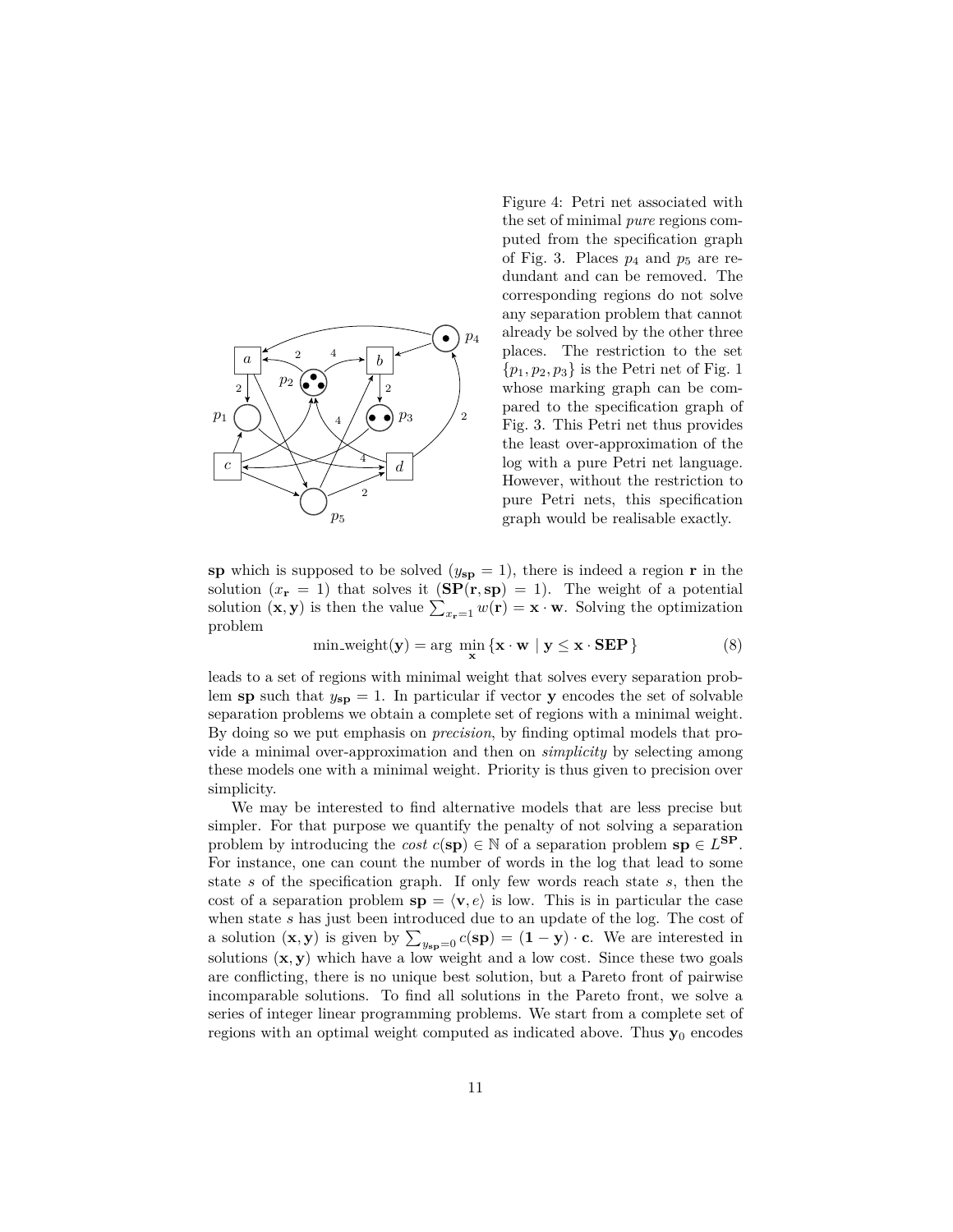Figure 4: Petri net associated with the set of minimal *pure* regions computed from the specification graph of Fig. 3. Places $p_4$ and $p_5$ are redundant and can be removed. The corresponding regions do not solve any separation problem that cannot already be solved by the other three places. The restriction to the set $\{p_1, p_2, p_3\}$ is the Petri net of Fig. 1 whose marking graph can be compared to the specification graph of Fig. 3. This Petri net thus provides the least over-approximation of the log with a pure Petri net language. However, without the restriction to pure Petri nets, this specification graph would be realisable exactly.

$\mathbf{sp}$ which is supposed to be solved ($y_{\mathbf{sp}} = 1$), there is indeed a region $\mathbf{r}$ in the solution ($x_{\mathbf{r}} = 1$) that solves it ($\mathbf{SP}(\mathbf{r}, \mathbf{sp}) = 1$). The weight of a potential solution $(\mathbf{x}, \mathbf{y})$ is then the value $\sum_{x_{\mathbf{r}}=1} w(\mathbf{r}) = \mathbf{x} \cdot \mathbf{w}$. Solving the optimization problem

$$\text{min\_weight}(\mathbf{y}) = \arg \min_{\mathbf{x}} \{ \mathbf{x} \cdot \mathbf{w} \mid \mathbf{y} \leq \mathbf{x} \cdot \mathbf{SEP} \} \tag{8}$$

leads to a set of regions with minimal weight that solves every separation problem $\mathbf{sp}$ such that $y_{\mathbf{sp}} = 1$. In particular if vector $\mathbf{y}$ encodes the set of solvable separation problems we obtain a complete set of regions with a minimal weight. By doing so we put emphasis on *precision*, by finding optimal models that provide a minimal over-approximation and then on *simplicity* by selecting among these models one with a minimal weight. Priority is thus given to precision over simplicity.

We may be interested to find alternative models that are less precise but simpler. For that purpose we quantify the penalty of not solving a separation problem by introducing the *cost* $c(\mathbf{sp}) \in \mathbb{N}$ of a separation problem $\mathbf{sp} \in L^{\mathbf{SP}}$. For instance, one can count the number of words in the log that lead to some state $s$ of the specification graph. If only few words reach state $s$, then the cost of a separation problem $\mathbf{sp} = \langle \mathbf{v}, e \rangle$ is low. This is in particular the case when state $s$ has just been introduced due to an update of the log. The cost of a solution $(\mathbf{x}, \mathbf{y})$ is given by $\sum_{y_{\mathbf{sp}}=0} c(\mathbf{sp}) = (\mathbf{1} - \mathbf{y}) \cdot \mathbf{c}$. We are interested in solutions $(\mathbf{x}, \mathbf{y})$ which have a low weight and a low cost. Since these two goals are conflicting, there is no unique best solution, but a Pareto front of pairwise incomparable solutions. To find all solutions in the Pareto front, we solve a series of integer linear programming problems. We start from a complete set of regions with an optimal weight computed as indicated above. Thus $\mathbf{y}_0$ encodes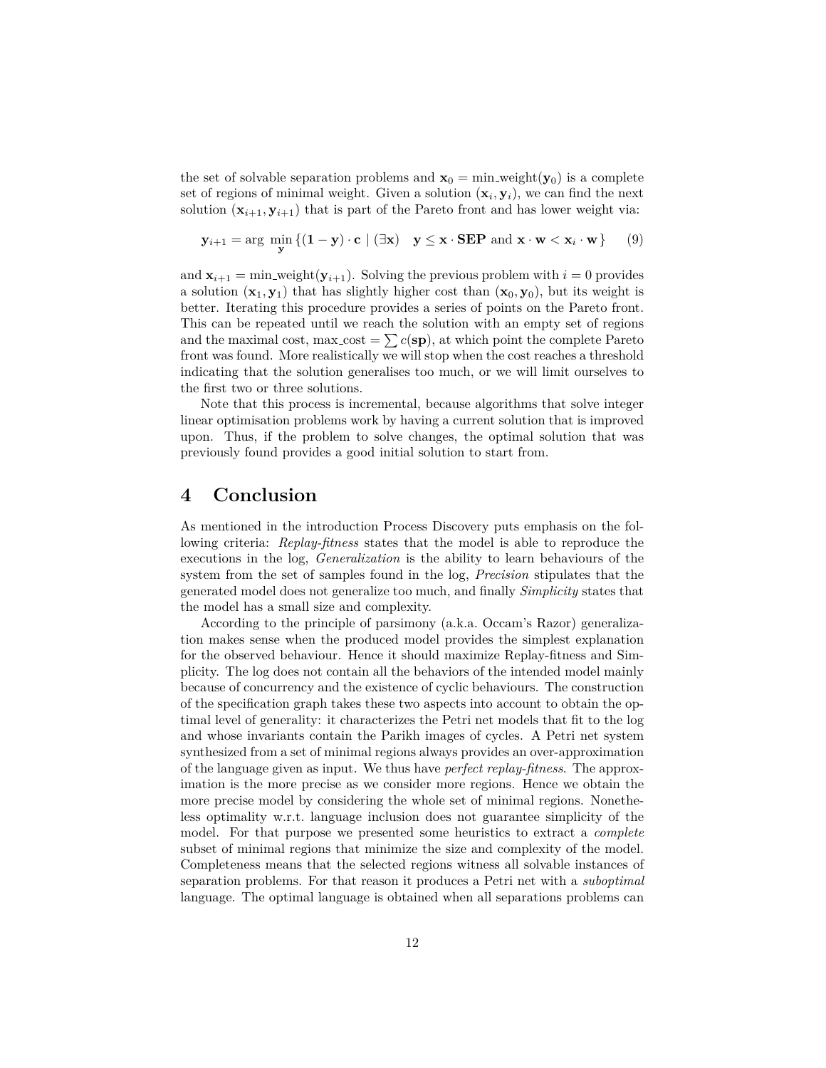the set of solvable separation problems and $\mathbf{x}_0 = \text{min\_weight}(\mathbf{y}_0)$ is a complete set of regions of minimal weight. Given a solution $(\mathbf{x}_i, \mathbf{y}_i)$, we can find the next solution $(\mathbf{x}_{i+1}, \mathbf{y}_{i+1})$ that is part of the Pareto front and has lower weight via:

$$\mathbf{y}_{i+1} = \arg\min_{\mathbf{y}} \{(\mathbf{1} - \mathbf{y}) \cdot \mathbf{c} \mid (\exists \mathbf{x}) \quad \mathbf{y} \leq \mathbf{x} \cdot \mathbf{SEP} \text{ and } \mathbf{x} \cdot \mathbf{w} < \mathbf{x}_i \cdot \mathbf{w}\} \tag{9}$$

and $\mathbf{x}_{i+1} = \text{min\_weight}(\mathbf{y}_{i+1})$. Solving the previous problem with $i = 0$ provides a solution $(\mathbf{x}_1, \mathbf{y}_1)$ that has slightly higher cost than $(\mathbf{x}_0, \mathbf{y}_0)$, but its weight is better. Iterating this procedure provides a series of points on the Pareto front. This can be repeated until we reach the solution with an empty set of regions and the maximal cost, $\text{max\_cost} = \sum c(\mathbf{sp})$, at which point the complete Pareto front was found. More realistically we will stop when the cost reaches a threshold indicating that the solution generalises too much, or we will limit ourselves to the first two or three solutions.

Note that this process is incremental, because algorithms that solve integer linear optimisation problems work by having a current solution that is improved upon. Thus, if the problem to solve changes, the optimal solution that was previously found provides a good initial solution to start from.

# 4 Conclusion

As mentioned in the introduction Process Discovery puts emphasis on the following criteria: *Replay-fitness* states that the model is able to reproduce the executions in the log, *Generalization* is the ability to learn behaviours of the system from the set of samples found in the log, *Precision* stipulates that the generated model does not generalize too much, and finally *Simplicity* states that the model has a small size and complexity.

According to the principle of parsimony (a.k.a. Occam's Razor) generalization makes sense when the produced model provides the simplest explanation for the observed behaviour. Hence it should maximize Replay-fitness and Simplicity. The log does not contain all the behaviors of the intended model mainly because of concurrency and the existence of cyclic behaviours. The construction of the specification graph takes these two aspects into account to obtain the optimal level of generality: it characterizes the Petri net models that fit to the log and whose invariants contain the Parikh images of cycles. A Petri net system synthesized from a set of minimal regions always provides an over-approximation of the language given as input. We thus have *perfect replay-fitness*. The approximation is the more precise as we consider more regions. Hence we obtain the more precise model by considering the whole set of minimal regions. Nonetheless optimality w.r.t. language inclusion does not guarantee simplicity of the model. For that purpose we presented some heuristics to extract a *complete* subset of minimal regions that minimize the size and complexity of the model. Completeness means that the selected regions witness all solvable instances of separation problems. For that reason it produces a Petri net with a *suboptimal* language. The optimal language is obtained when all separations problems can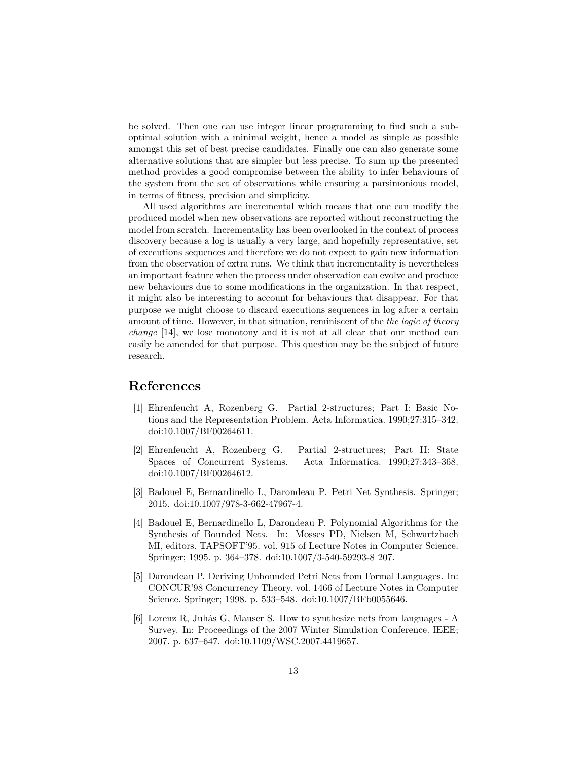be solved. Then one can use integer linear programming to find such a sub-optimal solution with a minimal weight, hence a model as simple as possible amongst this set of best precise candidates. Finally one can also generate some alternative solutions that are simpler but less precise. To sum up the presented method provides a good compromise between the ability to infer behaviours of the system from the set of observations while ensuring a parsimonious model, in terms of fitness, precision and simplicity.

All used algorithms are incremental which means that one can modify the produced model when new observations are reported without reconstructing the model from scratch. Incrementality has been overlooked in the context of process discovery because a log is usually a very large, and hopefully representative, set of executions sequences and therefore we do not expect to gain new information from the observation of extra runs. We think that incrementality is nevertheless an important feature when the process under observation can evolve and produce new behaviours due to some modifications in the organization. In that respect, it might also be interesting to account for behaviours that disappear. For that purpose we might choose to discard executions sequences in log after a certain amount of time. However, in that situation, reminiscent of the *the logic of theory change* [14], we lose monotony and it is not at all clear that our method can easily be amended for that purpose. This question may be the subject of future research.

# References

[1] Ehrenfeucht A, Rozenberg G. Partial 2-structures; Part I: Basic Notions and the Representation Problem. Acta Informatica. 1990;27:315–342. doi:10.1007/BF00264611.

[2] Ehrenfeucht A, Rozenberg G. Partial 2-structures; Part II: State Spaces of Concurrent Systems. Acta Informatica. 1990;27:343–368. doi:10.1007/BF00264612.

[3] Badouel E, Bernardinello L, Darondeau P. Petri Net Synthesis. Springer; 2015. doi:10.1007/978-3-662-47967-4.

[4] Badouel E, Bernardinello L, Darondeau P. Polynomial Algorithms for the Synthesis of Bounded Nets. In: Mosses PD, Nielsen M, Schwartzbach MI, editors. TAPSOFT'95. vol. 915 of Lecture Notes in Computer Science. Springer; 1995. p. 364–378. doi:10.1007/3-540-59293-8_207.

[5] Darondeau P. Deriving Unbounded Petri Nets from Formal Languages. In: CONCUR'98 Concurrency Theory. vol. 1466 of Lecture Notes in Computer Science. Springer; 1998. p. 533–548. doi:10.1007/BFb0055646.

[6] Lorenz R, Juhás G, Mauser S. How to synthesize nets from languages - A Survey. In: Proceedings of the 2007 Winter Simulation Conference. IEEE; 2007. p. 637–647. doi:10.1109/WSC.2007.4419657.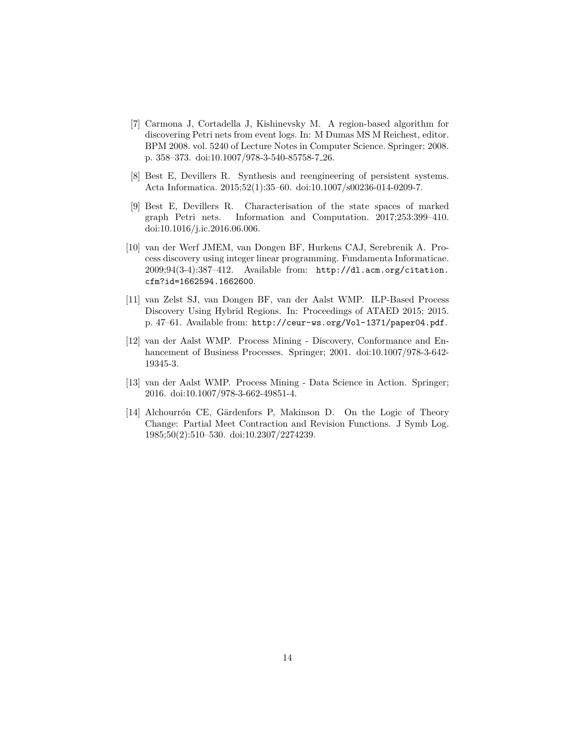[7] Carmona J, Cortadella J, Kishinevsky M. A region-based algorithm for discovering Petri nets from event logs. In: M Dumas MS M Reichest, editor. BPM 2008. vol. 5240 of Lecture Notes in Computer Science. Springer; 2008. p. 358–373. doi:10.1007/978-3-540-85758-7_26.

[8] Best E, Devillers R. Synthesis and reengineering of persistent systems. Acta Informatica. 2015;52(1):35–60. doi:10.1007/s00236-014-0209-7.

[9] Best E, Devillers R. Characterisation of the state spaces of marked graph Petri nets. Information and Computation. 2017;253:399–410. doi:10.1016/j.ic.2016.06.006.

[10] van der Werf JMEM, van Dongen BF, Hurkens CAJ, Serebrenik A. Process discovery using integer linear programming. Fundamenta Informaticae. 2009;94(3-4):387–412. Available from: http://dl.acm.org/citation.cfm?id=1662594.1662600.

[11] van Zelst SJ, van Dongen BF, van der Aalst WMP. ILP-Based Process Discovery Using Hybrid Regions. In: Proceedings of ATAED 2015; 2015. p. 47–61. Available from: http://ceur-ws.org/Vol-1371/paper04.pdf.

[12] van der Aalst WMP. Process Mining - Discovery, Conformance and Enhancement of Business Processes. Springer; 2001. doi:10.1007/978-3-642-19345-3.

[13] van der Aalst WMP. Process Mining - Data Science in Action. Springer; 2016. doi:10.1007/978-3-662-49851-4.

[14] Alchourrón CE, Gärdenfors P, Makinson D. On the Logic of Theory Change: Partial Meet Contraction and Revision Functions. J Symb Log. 1985;50(2):510–530. doi:10.2307/2274239.